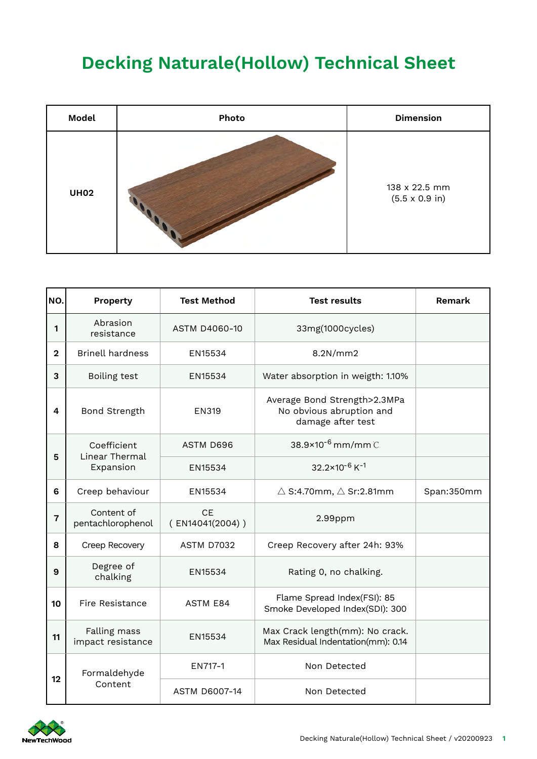# Decking Naturale(Hollow) Technical Sheet

| Model | Photo | Dimension |
|---|---|---|
| **UH02** | | 138 x 22.5 mm<br>(5.5 x 0.9 in) |

| NO. | Property | Test Method | Test results | Remark |
|---|---|---|---|---|
| **1** | Abrasion resistance | ASTM D4060-10 | 33mg(1000cycles) | |
| **2** | Brinell hardness | EN15534 | 8.2N/mm2 | |
| **3** | Boiling test | EN15534 | Water absorption in weigth: 1.10% | |
| **4** | Bond Strength | EN319 | Average Bond Strength>2.3MPa<br>No obvious abruption and damage after test | |
| **5** | Coefficient Linear Thermal Expansion | ASTM D696 | $38.9\times10^{-6}$ mm/mm℃ | |
| | | EN15534 | $32.2\times10^{-6}$ $K^{-1}$ | |
| **6** | Creep behaviour | EN15534 | △ S:4.70mm, △ Sr:2.81mm | Span:350mm |
| **7** | Content of pentachlorophenol | CE<br>( EN14041(2004) ) | 2.99ppm | |
| **8** | Creep Recovery | ASTM D7032 | Creep Recovery after 24h: 93% | |
| **9** | Degree of chalking | EN15534 | Rating 0, no chalking. | |
| **10** | Fire Resistance | ASTM E84 | Flame Spread Index(FSI): 85<br>Smoke Developed Index(SDI): 300 | |
| **11** | Falling mass impact resistance | EN15534 | Max Crack length(mm): No crack.<br>Max Residual Indentation(mm): 0.14 | |
| **12** | Formaldehyde Content | EN717-1 | Non Detected | |
| | | ASTM D6007-14 | Non Detected | |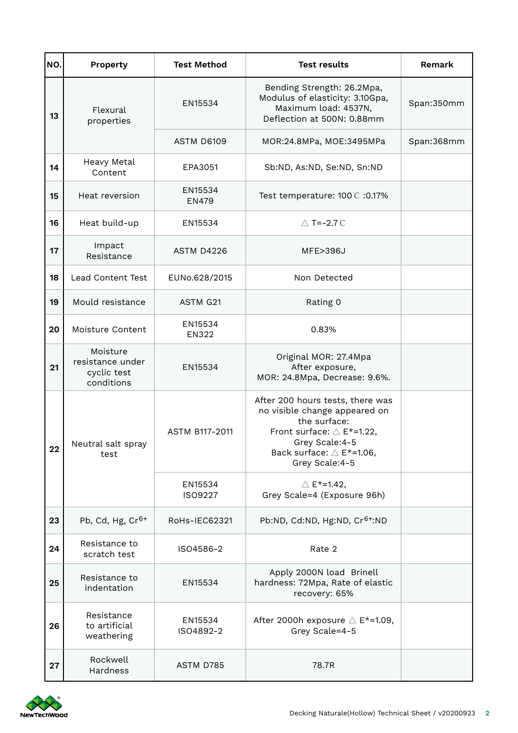| NO. | Property | Test Method | Test results | Remark |
|---|---|---|---|---|
| 13 | Flexural properties | EN15534 | Bending Strength: 26.2Mpa, Modulus of elasticity: 3.10Gpa, Maximum load: 4537N, Deflection at 500N: 0.88mm | Span:350mm |
| | | ASTM D6109 | MOR:24.8MPa, MOE:3495MPa | Span:368mm |
| 14 | Heavy Metal Content | EPA3051 | Sb:ND, As:ND, Se:ND, Sn:ND | |
| 15 | Heat reversion | EN15534 EN479 | Test temperature: 100℃ :0.17% | |
| 16 | Heat build-up | EN15534 | △T=-2.7℃ | |
| 17 | Impact Resistance | ASTM D4226 | MFE>396J | |
| 18 | Lead Content Test | EUNo.628/2015 | Non Detected | |
| 19 | Mould resistance | ASTM G21 | Rating 0 | |
| 20 | Moisture Content | EN15534 EN322 | 0.83% | |
| 21 | Moisture resistance under cyclic test conditions | EN15534 | Original MOR: 27.4Mpa After exposure, MOR: 24.8Mpa, Decrease: 9.6%. | |
| 22 | Neutral salt spray test | ASTM B117-2011 | After 200 hours tests, there was no visible change appeared on the surface: Front surface: △E*=1.22, Grey Scale:4-5 Back surface: △E*=1.06, Grey Scale:4-5 | |
| | | EN15534 ISO9227 | △E*=1.42, Grey Scale=4 (Exposure 96h) | |
| 23 | Pb, Cd, Hg, $Cr^{6+}$ | RoHs-IEC62321 | Pb:ND, Cd:ND, Hg:ND, $Cr^{6+}$:ND | |
| 24 | Resistance to scratch test | ISO4586-2 | Rate 2 | |
| 25 | Resistance to indentation | EN15534 | Apply 2000N load Brinell hardness: 72Mpa, Rate of elastic recovery: 65% | |
| 26 | Resistance to artificial weathering | EN15534 ISO4892-2 | After 2000h exposure △E*=1.09, Grey Scale=4-5 | |
| 27 | Rockwell Hardness | ASTM D785 | 78.7R | |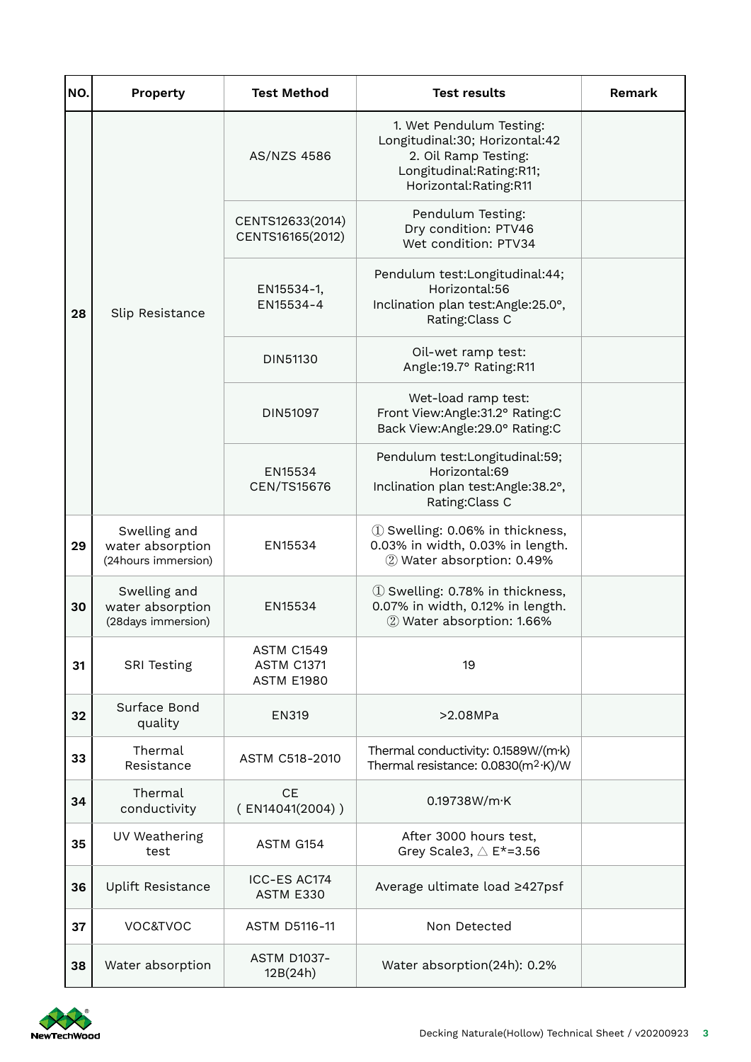| NO. | Property | Test Method | Test results | Remark |
|---|---|---|---|---|
| 28 | Slip Resistance | AS/NZS 4586 | 1. Wet Pendulum Testing: Longitudinal:30; Horizontal:42<br>2. Oil Ramp Testing: Longitudinal:Rating:R11; Horizontal:Rating:R11 | |
| | | CENTS12633(2014)<br>CENTS16165(2012) | Pendulum Testing:<br>Dry condition: PTV46<br>Wet condition: PTV34 | |
| | | EN15534-1,<br>EN15534-4 | Pendulum test:Longitudinal:44; Horizontal:56<br>Inclination plan test:Angle:25.0°, Rating:Class C | |
| | | DIN51130 | Oil-wet ramp test:<br>Angle:19.7° Rating:R11 | |
| | | DIN51097 | Wet-load ramp test:<br>Front View:Angle:31.2° Rating:C<br>Back View:Angle:29.0° Rating:C | |
| | | EN15534<br>CEN/TS15676 | Pendulum test:Longitudinal:59; Horizontal:69<br>Inclination plan test:Angle:38.2°, Rating:Class C | |
| 29 | Swelling and water absorption (24hours immersion) | EN15534 | ① Swelling: 0.06% in thickness, 0.03% in width, 0.03% in length.<br>② Water absorption: 0.49% | |
| 30 | Swelling and water absorption (28days immersion) | EN15534 | ① Swelling: 0.78% in thickness, 0.07% in width, 0.12% in length.<br>② Water absorption: 1.66% | |
| 31 | SRI Testing | ASTM C1549<br>ASTM C1371<br>ASTM E1980 | 19 | |
| 32 | Surface Bond quality | EN319 | >2.08MPa | |
| 33 | Thermal Resistance | ASTM C518-2010 | Thermal conductivity: 0.1589W/(m·k)<br>Thermal resistance: 0.0830($m^2$·K)/W | |
| 34 | Thermal conductivity | CE<br>( EN14041(2004) ) | 0.19738W/m·K | |
| 35 | UV Weathering test | ASTM G154 | After 3000 hours test,<br>Grey Scale3, △ E*=3.56 | |
| 36 | Uplift Resistance | ICC-ES AC174<br>ASTM E330 | Average ultimate load ≥427psf | |
| 37 | VOC&TVOC | ASTM D5116-11 | Non Detected | |
| 38 | Water absorption | ASTM D1037-12B(24h) | Water absorption(24h): 0.2% | |